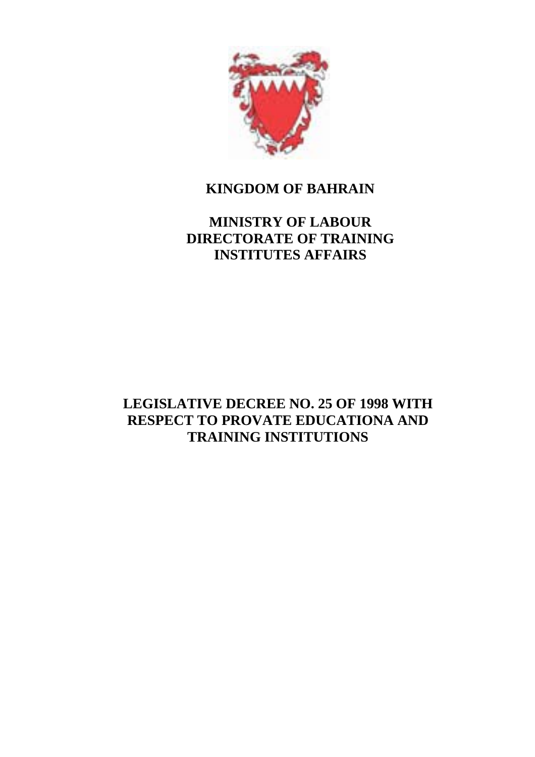# KINGDOM OF BAHRAIN

## MINISTRY OF LABOUR
## DIRECTORATE OF TRAINING
## INSTITUTES AFFAIRS

# LEGISLATIVE DECREE NO. 25 OF 1998 WITH RESPECT TO PROVATE EDUCATIONA AND TRAINING INSTITUTIONS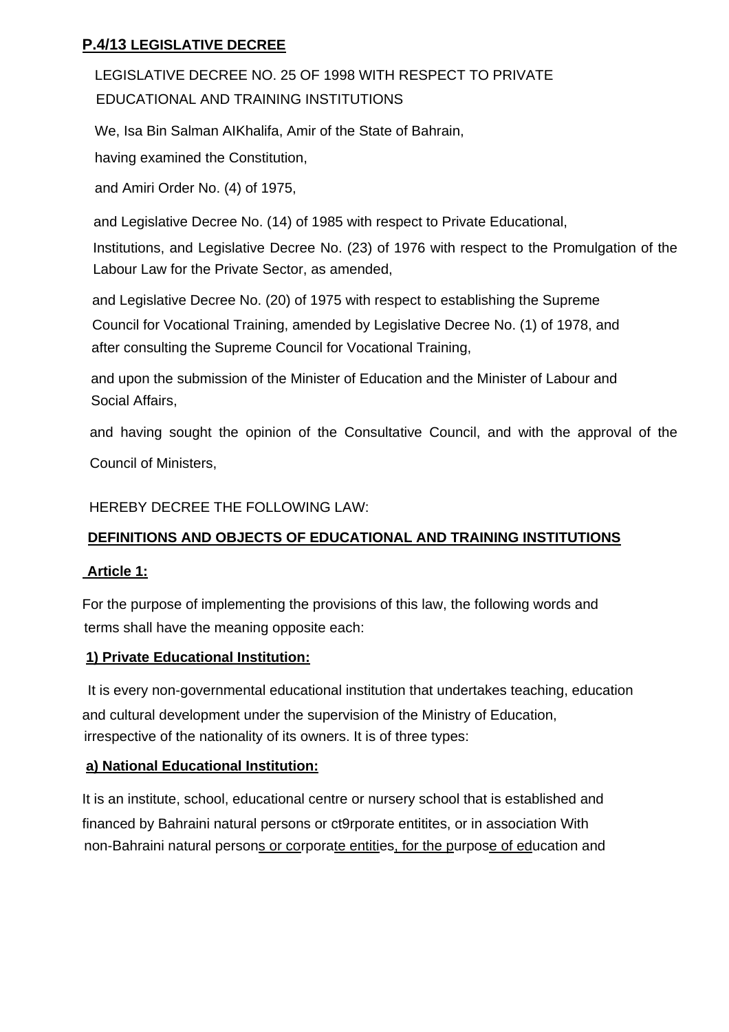**P.4/13 LEGISLATIVE DECREE**

LEGISLATIVE DECREE NO. 25 OF 1998 WITH RESPECT TO PRIVATE EDUCATIONAL AND TRAINING INSTITUTIONS

We, Isa Bin Salman AIKhalifa, Amir of the State of Bahrain,

having examined the Constitution,

and Amiri Order No. (4) of 1975,

and Legislative Decree No. (14) of 1985 with respect to Private Educational, Institutions, and Legislative Decree No. (23) of 1976 with respect to the Promulgation of the Labour Law for the Private Sector, as amended,

and Legislative Decree No. (20) of 1975 with respect to establishing the Supreme Council for Vocational Training, amended by Legislative Decree No. (1) of 1978, and after consulting the Supreme Council for Vocational Training,

and upon the submission of the Minister of Education and the Minister of Labour and Social Affairs,

and having sought the opinion of the Consultative Council, and with the approval of the Council of Ministers,

HEREBY DECREE THE FOLLOWING LAW:

**DEFINITIONS AND OBJECTS OF EDUCATIONAL AND TRAINING INSTITUTIONS**

**Article 1:**

For the purpose of implementing the provisions of this law, the following words and terms shall have the meaning opposite each:

**1) Private Educational Institution:**

It is every non-governmental educational institution that undertakes teaching, education and cultural development under the supervision of the Ministry of Education, irrespective of the nationality of its owners. It is of three types:

**a) National Educational Institution:**

It is an institute, school, educational centre or nursery school that is established and financed by Bahraini natural persons or ct9rporate entitites, or in association With non-Bahraini natural persons or corporate entities, for the purpose of education and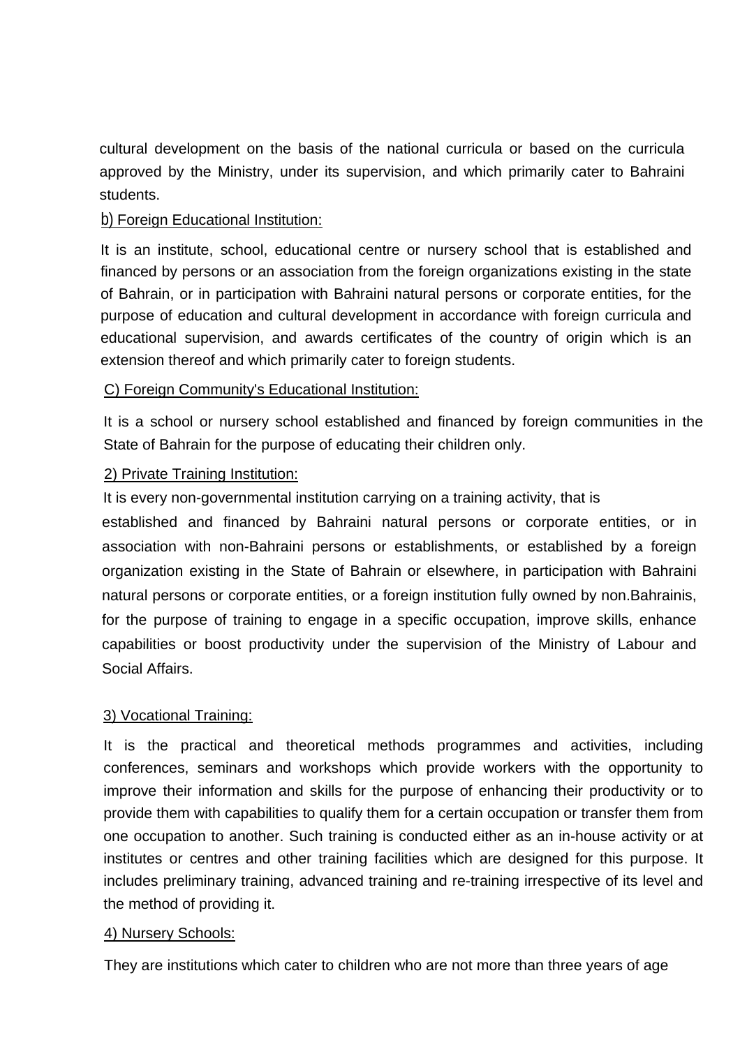cultural development on the basis of the national curricula or based on the curricula approved by the Ministry, under its supervision, and which primarily cater to Bahraini students.

b) Foreign Educational Institution:

It is an institute, school, educational centre or nursery school that is established and financed by persons or an association from the foreign organizations existing in the state of Bahrain, or in participation with Bahraini natural persons or corporate entities, for the purpose of education and cultural development in accordance with foreign curricula and educational supervision, and awards certificates of the country of origin which is an extension thereof and which primarily cater to foreign students.

C) Foreign Community's Educational Institution:

It is a school or nursery school established and financed by foreign communities in the State of Bahrain for the purpose of educating their children only.

2) Private Training Institution:

It is every non-governmental institution carrying on a training activity, that is established and financed by Bahraini natural persons or corporate entities, or in association with non-Bahraini persons or establishments, or established by a foreign organization existing in the State of Bahrain or elsewhere, in participation with Bahraini natural persons or corporate entities, or a foreign institution fully owned by non.Bahrainis, for the purpose of training to engage in a specific occupation, improve skills, enhance capabilities or boost productivity under the supervision of the Ministry of Labour and Social Affairs.

3) Vocational Training:

It is the practical and theoretical methods programmes and activities, including conferences, seminars and workshops which provide workers with the opportunity to improve their information and skills for the purpose of enhancing their productivity or to provide them with capabilities to qualify them for a certain occupation or transfer them from one occupation to another. Such training is conducted either as an in-house activity or at institutes or centres and other training facilities which are designed for this purpose. It includes preliminary training, advanced training and re-training irrespective of its level and the method of providing it.

4) Nursery Schools:

They are institutions which cater to children who are not more than three years of age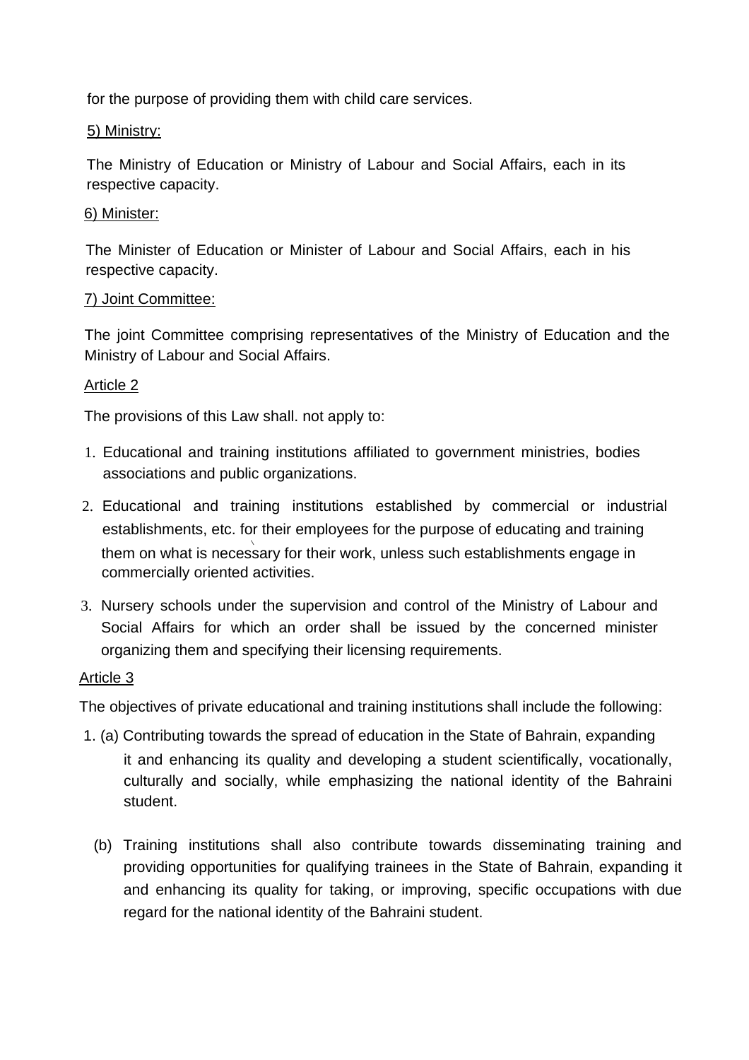for the purpose of providing them with child care services.

5) Ministry:

The Ministry of Education or Ministry of Labour and Social Affairs, each in its respective capacity.

6) Minister:

The Minister of Education or Minister of Labour and Social Affairs, each in his respective capacity.

7) Joint Committee:

The joint Committee comprising representatives of the Ministry of Education and the Ministry of Labour and Social Affairs.

Article 2

The provisions of this Law shall. not apply to:

1. Educational and training institutions affiliated to government ministries, bodies associations and public organizations.
2. Educational and training institutions established by commercial or industrial establishments, etc. for their employees for the purpose of educating and training them on what is necessary for their work, unless such establishments engage in commercially oriented activities.
3. Nursery schools under the supervision and control of the Ministry of Labour and Social Affairs for which an order shall be issued by the concerned minister organizing them and specifying their licensing requirements.

Article 3

The objectives of private educational and training institutions shall include the following:

1. (a) Contributing towards the spread of education in the State of Bahrain, expanding it and enhancing its quality and developing a student scientifically, vocationally, culturally and socially, while emphasizing the national identity of the Bahraini student.

   (b) Training institutions shall also contribute towards disseminating training and providing opportunities for qualifying trainees in the State of Bahrain, expanding it and enhancing its quality for taking, or improving, specific occupations with due regard for the national identity of the Bahraini student.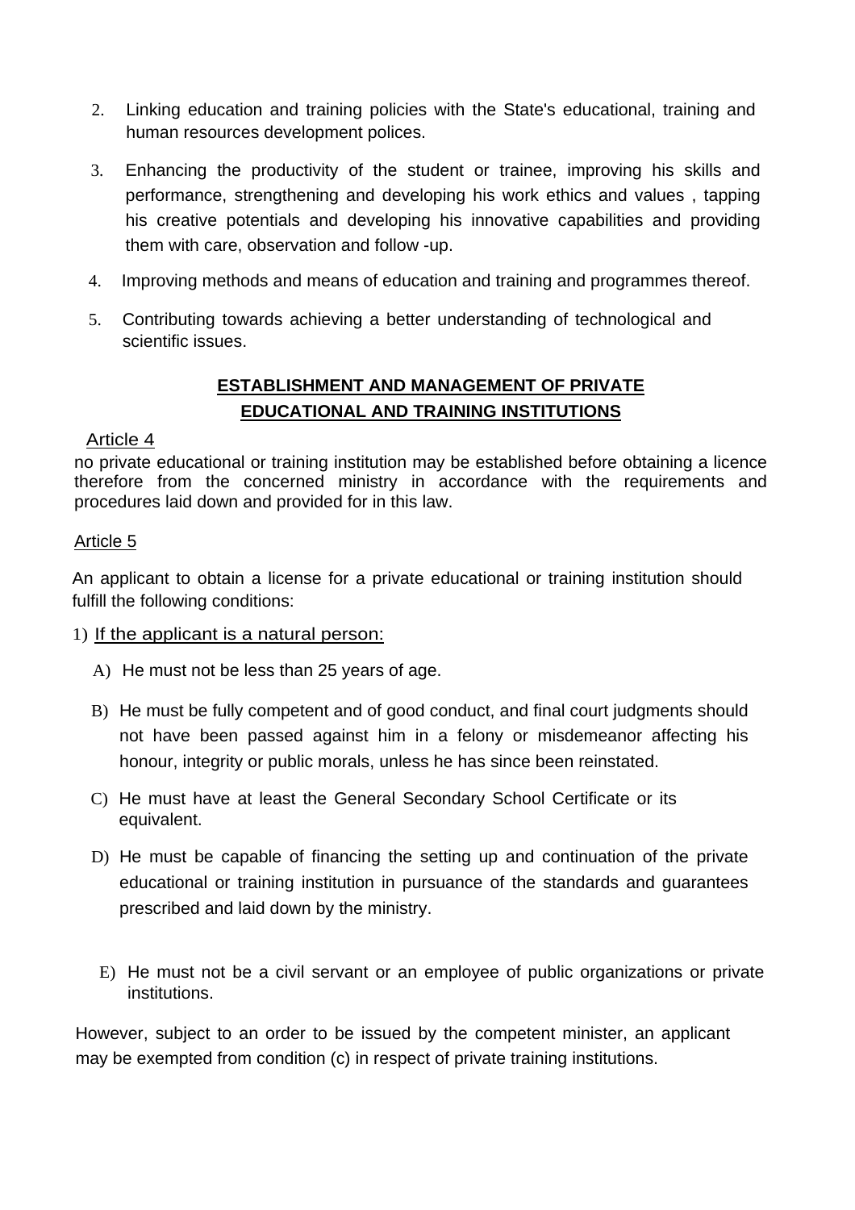2. Linking education and training policies with the State's educational, training and human resources development polices.

3. Enhancing the productivity of the student or trainee, improving his skills and performance, strengthening and developing his work ethics and values , tapping his creative potentials and developing his innovative capabilities and providing them with care, observation and follow -up.

4. Improving methods and means of education and training and programmes thereof.

5. Contributing towards achieving a better understanding of technological and scientific issues.

## ESTABLISHMENT AND MANAGEMENT OF PRIVATE EDUCATIONAL AND TRAINING INSTITUTIONS

Article 4

no private educational or training institution may be established before obtaining a licence therefore from the concerned ministry in accordance with the requirements and procedures laid down and provided for in this law.

Article 5

An applicant to obtain a license for a private educational or training institution should fulfill the following conditions:

1) If the applicant is a natural person:

A) He must not be less than 25 years of age.

B) He must be fully competent and of good conduct, and final court judgments should not have been passed against him in a felony or misdemeanor affecting his honour, integrity or public morals, unless he has since been reinstated.

C) He must have at least the General Secondary School Certificate or its equivalent.

D) He must be capable of financing the setting up and continuation of the private educational or training institution in pursuance of the standards and guarantees prescribed and laid down by the ministry.

E) He must not be a civil servant or an employee of public organizations or private institutions.

However, subject to an order to be issued by the competent minister, an applicant may be exempted from condition (c) in respect of private training institutions.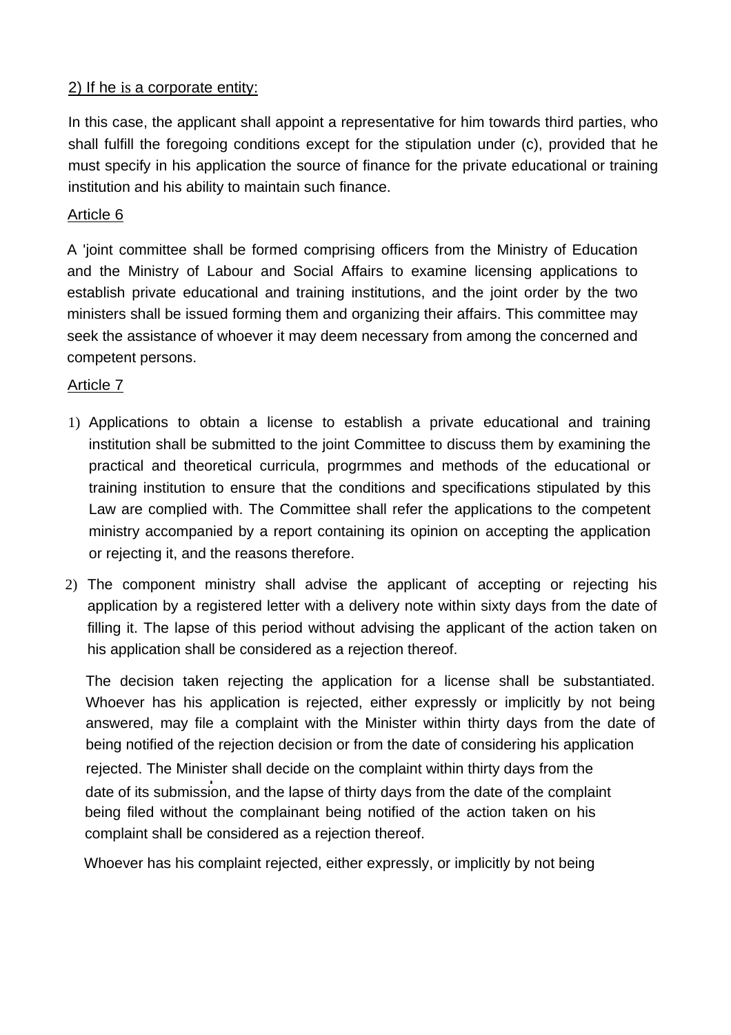2) If he is a corporate entity:

In this case, the applicant shall appoint a representative for him towards third parties, who shall fulfill the foregoing conditions except for the stipulation under (c), provided that he must specify in his application the source of finance for the private educational or training institution and his ability to maintain such finance.

Article 6

A 'joint committee shall be formed comprising officers from the Ministry of Education and the Ministry of Labour and Social Affairs to examine licensing applications to establish private educational and training institutions, and the joint order by the two ministers shall be issued forming them and organizing their affairs. This committee may seek the assistance of whoever it may deem necessary from among the concerned and competent persons.

Article 7

1) Applications to obtain a license to establish a private educational and training institution shall be submitted to the joint Committee to discuss them by examining the practical and theoretical curricula, progrmmes and methods of the educational or training institution to ensure that the conditions and specifications stipulated by this Law are complied with. The Committee shall refer the applications to the competent ministry accompanied by a report containing its opinion on accepting the application or rejecting it, and the reasons therefore.

2) The component ministry shall advise the applicant of accepting or rejecting his application by a registered letter with a delivery note within sixty days from the date of filling it. The lapse of this period without advising the applicant of the action taken on his application shall be considered as a rejection thereof.

   The decision taken rejecting the application for a license shall be substantiated. Whoever has his application is rejected, either expressly or implicitly by not being answered, may file a complaint with the Minister within thirty days from the date of being notified of the rejection decision or from the date of considering his application rejected. The Minister shall decide on the complaint within thirty days from the date of its submission, and the lapse of thirty days from the date of the complaint being filed without the complainant being notified of the action taken on his complaint shall be considered as a rejection thereof.

   Whoever has his complaint rejected, either expressly, or implicitly by not being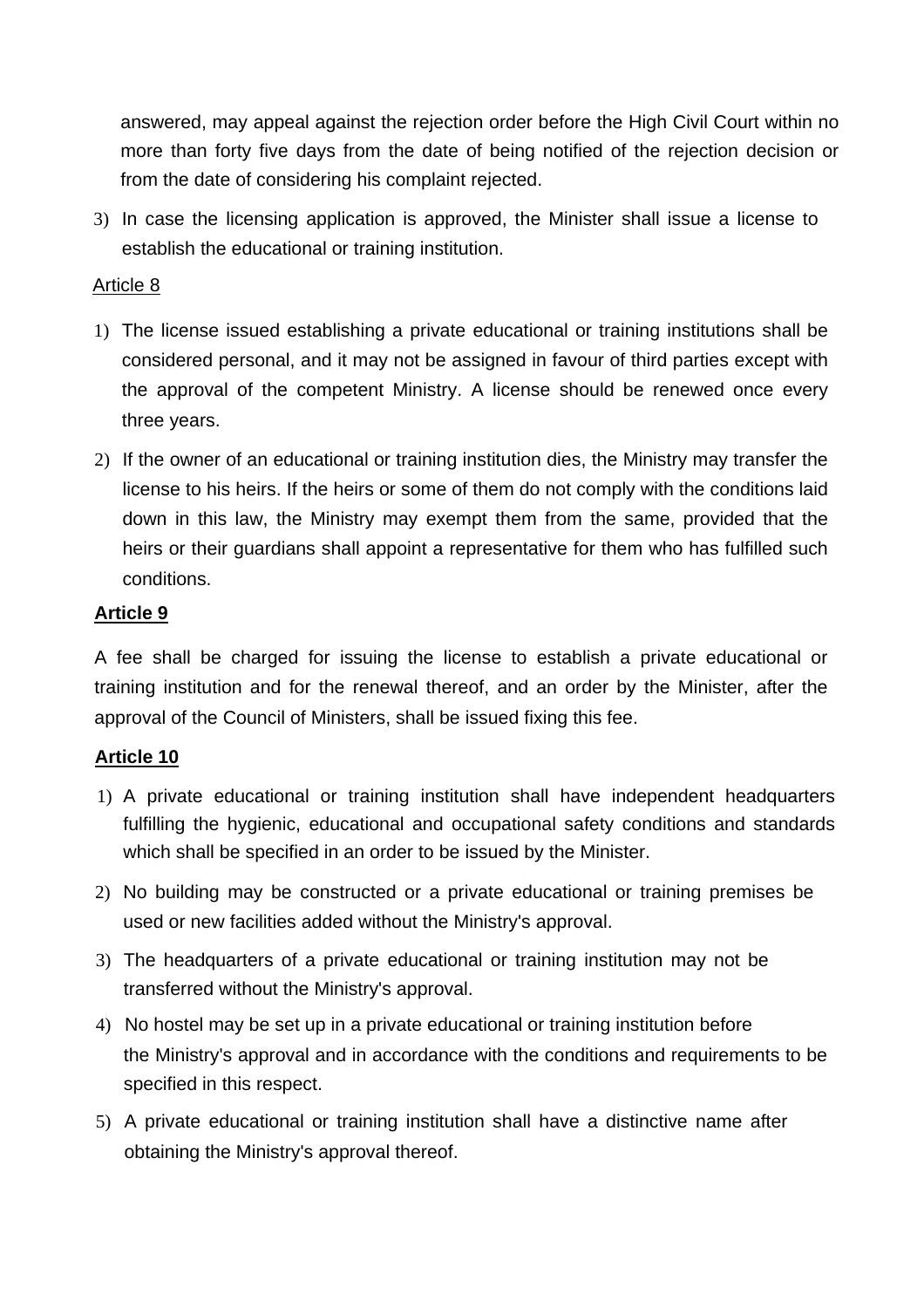answered, may appeal against the rejection order before the High Civil Court within no more than forty five days from the date of being notified of the rejection decision or from the date of considering his complaint rejected.

3) In case the licensing application is approved, the Minister shall issue a license to establish the educational or training institution.

Article 8

1) The license issued establishing a private educational or training institutions shall be considered personal, and it may not be assigned in favour of third parties except with the approval of the competent Ministry. A license should be renewed once every three years.

2) If the owner of an educational or training institution dies, the Ministry may transfer the license to his heirs. If the heirs or some of them do not comply with the conditions laid down in this law, the Ministry may exempt them from the same, provided that the heirs or their guardians shall appoint a representative for them who has fulfilled such conditions.

**Article 9**

A fee shall be charged for issuing the license to establish a private educational or training institution and for the renewal thereof, and an order by the Minister, after the approval of the Council of Ministers, shall be issued fixing this fee.

**Article 10**

1) A private educational or training institution shall have independent headquarters fulfilling the hygienic, educational and occupational safety conditions and standards which shall be specified in an order to be issued by the Minister.

2) No building may be constructed or a private educational or training premises be used or new facilities added without the Ministry's approval.

3) The headquarters of a private educational or training institution may not be transferred without the Ministry's approval.

4) No hostel may be set up in a private educational or training institution before the Ministry's approval and in accordance with the conditions and requirements to be specified in this respect.

5) A private educational or training institution shall have a distinctive name after obtaining the Ministry's approval thereof.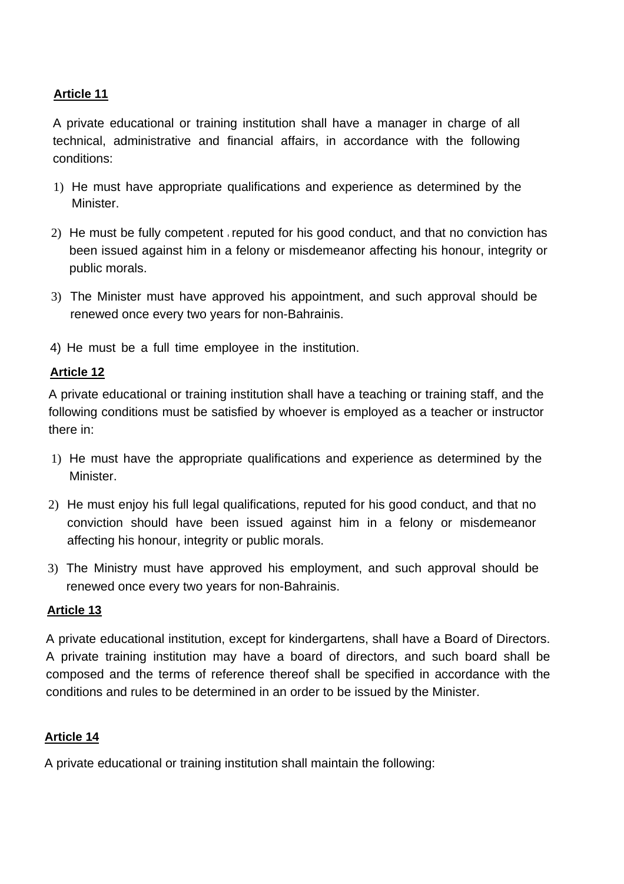**Article 11**

A private educational or training institution shall have a manager in charge of all technical, administrative and financial affairs, in accordance with the following conditions:

1) He must have appropriate qualifications and experience as determined by the Minister.

2) He must be fully competent ، reputed for his good conduct, and that no conviction has been issued against him in a felony or misdemeanor affecting his honour, integrity or public morals.

3) The Minister must have approved his appointment, and such approval should be renewed once every two years for non-Bahrainis.

4) He must be a full time employee in the institution.

**Article 12**

A private educational or training institution shall have a teaching or training staff, and the following conditions must be satisfied by whoever is employed as a teacher or instructor there in:

1) He must have the appropriate qualifications and experience as determined by the Minister.

2) He must enjoy his full legal qualifications, reputed for his good conduct, and that no conviction should have been issued against him in a felony or misdemeanor affecting his honour, integrity or public morals.

3) The Ministry must have approved his employment, and such approval should be renewed once every two years for non-Bahrainis.

**Article 13**

A private educational institution, except for kindergartens, shall have a Board of Directors. A private training institution may have a board of directors, and such board shall be composed and the terms of reference thereof shall be specified in accordance with the conditions and rules to be determined in an order to be issued by the Minister.

**Article 14**

A private educational or training institution shall maintain the following: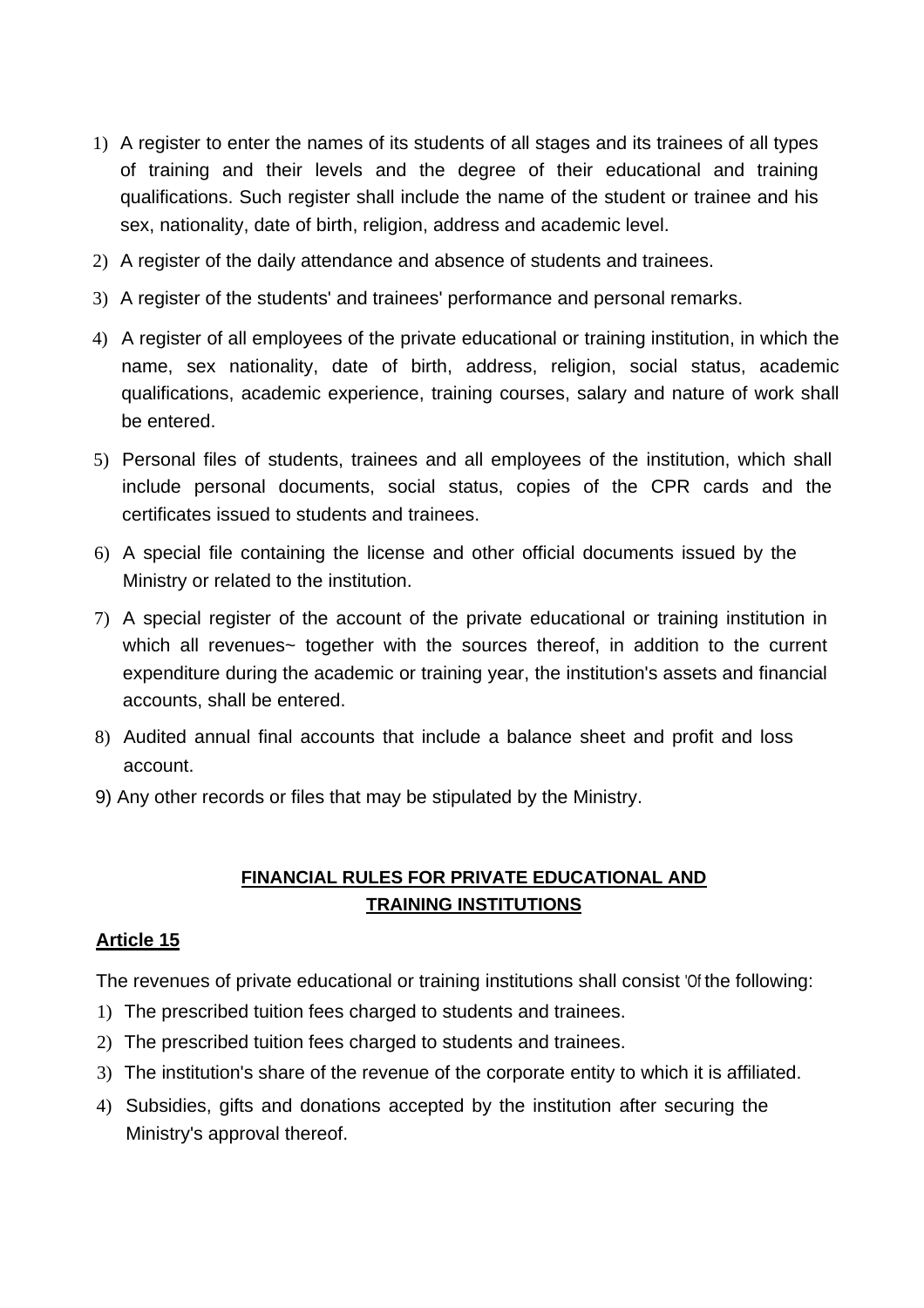1) A register to enter the names of its students of all stages and its trainees of all types of training and their levels and the degree of their educational and training qualifications. Such register shall include the name of the student or trainee and his sex, nationality, date of birth, religion, address and academic level.
2) A register of the daily attendance and absence of students and trainees.
3) A register of the students' and trainees' performance and personal remarks.
4) A register of all employees of the private educational or training institution, in which the name, sex nationality, date of birth, address, religion, social status, academic qualifications, academic experience, training courses, salary and nature of work shall be entered.
5) Personal files of students, trainees and all employees of the institution, which shall include personal documents, social status, copies of the CPR cards and the certificates issued to students and trainees.
6) A special file containing the license and other official documents issued by the Ministry or related to the institution.
7) A special register of the account of the private educational or training institution in which all revenues~ together with the sources thereof, in addition to the current expenditure during the academic or training year, the institution's assets and financial accounts, shall be entered.
8) Audited annual final accounts that include a balance sheet and profit and loss account.
9) Any other records or files that may be stipulated by the Ministry.

## FINANCIAL RULES FOR PRIVATE EDUCATIONAL AND TRAINING INSTITUTIONS

### Article 15

The revenues of private educational or training institutions shall consist '0f the following:

1) The prescribed tuition fees charged to students and trainees.
2) The prescribed tuition fees charged to students and trainees.
3) The institution's share of the revenue of the corporate entity to which it is affiliated.
4) Subsidies, gifts and donations accepted by the institution after securing the Ministry's approval thereof.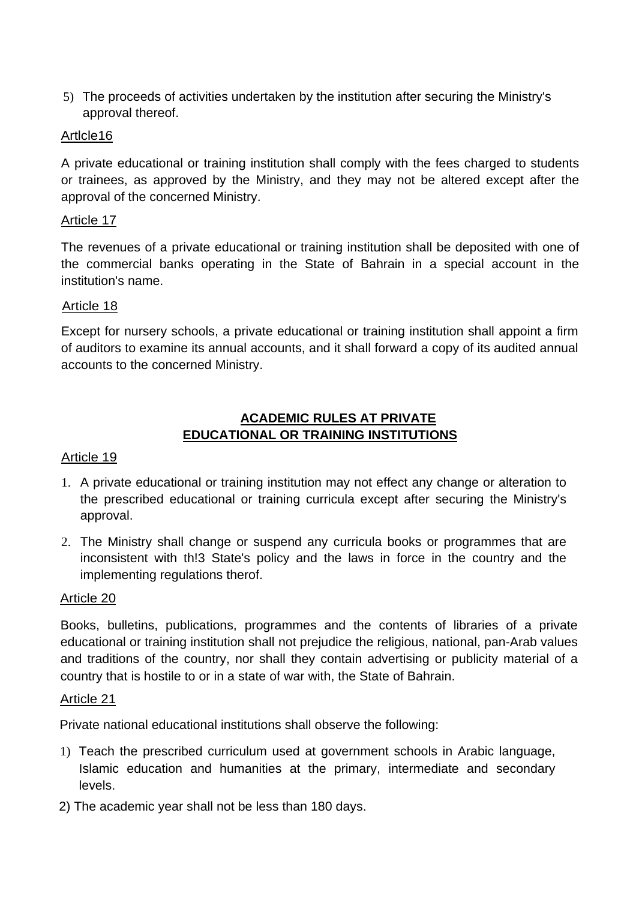5) The proceeds of activities undertaken by the institution after securing the Ministry's approval thereof.

Artlcle16

A private educational or training institution shall comply with the fees charged to students or trainees, as approved by the Ministry, and they may not be altered except after the approval of the concerned Ministry.

Article 17

The revenues of a private educational or training institution shall be deposited with one of the commercial banks operating in the State of Bahrain in a special account in the institution's name.

Article 18

Except for nursery schools, a private educational or training institution shall appoint a firm of auditors to examine its annual accounts, and it shall forward a copy of its audited annual accounts to the concerned Ministry.

## ACADEMIC RULES AT PRIVATE EDUCATIONAL OR TRAINING INSTITUTIONS

Article 19

1. A private educational or training institution may not effect any change or alteration to the prescribed educational or training curricula except after securing the Ministry's approval.
2. The Ministry shall change or suspend any curricula books or programmes that are inconsistent with th!3 State's policy and the laws in force in the country and the implementing regulations therof.

Article 20

Books, bulletins, publications, programmes and the contents of libraries of a private educational or training institution shall not prejudice the religious, national, pan-Arab values and traditions of the country, nor shall they contain advertising or publicity material of a country that is hostile to or in a state of war with, the State of Bahrain.

Article 21

Private national educational institutions shall observe the following:

1) Teach the prescribed curriculum used at government schools in Arabic language, Islamic education and humanities at the primary, intermediate and secondary levels.

2) The academic year shall not be less than 180 days.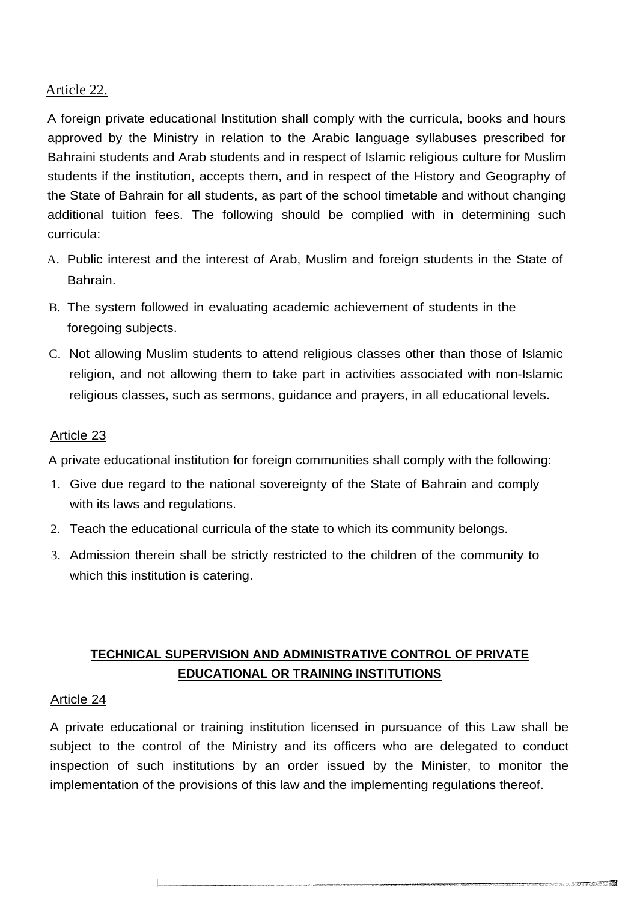## Article 22.

A foreign private educational Institution shall comply with the curricula, books and hours approved by the Ministry in relation to the Arabic language syllabuses prescribed for Bahraini students and Arab students and in respect of Islamic religious culture for Muslim students if the institution, accepts them, and in respect of the History and Geography of the State of Bahrain for all students, as part of the school timetable and without changing additional tuition fees. The following should be complied with in determining such curricula:

A. Public interest and the interest of Arab, Muslim and foreign students in the State of Bahrain.

B. The system followed in evaluating academic achievement of students in the foregoing subjects.

C. Not allowing Muslim students to attend religious classes other than those of Islamic religion, and not allowing them to take part in activities associated with non-Islamic religious classes, such as sermons, guidance and prayers, in all educational levels.

## Article 23

A private educational institution for foreign communities shall comply with the following:

1. Give due regard to the national sovereignty of the State of Bahrain and comply with its laws and regulations.
2. Teach the educational curricula of the state to which its community belongs.
3. Admission therein shall be strictly restricted to the children of the community to which this institution is catering.

# TECHNICAL SUPERVISION AND ADMINISTRATIVE CONTROL OF PRIVATE EDUCATIONAL OR TRAINING INSTITUTIONS

## Article 24

A private educational or training institution licensed in pursuance of this Law shall be subject to the control of the Ministry and its officers who are delegated to conduct inspection of such institutions by an order issued by the Minister, to monitor the implementation of the provisions of this law and the implementing regulations thereof.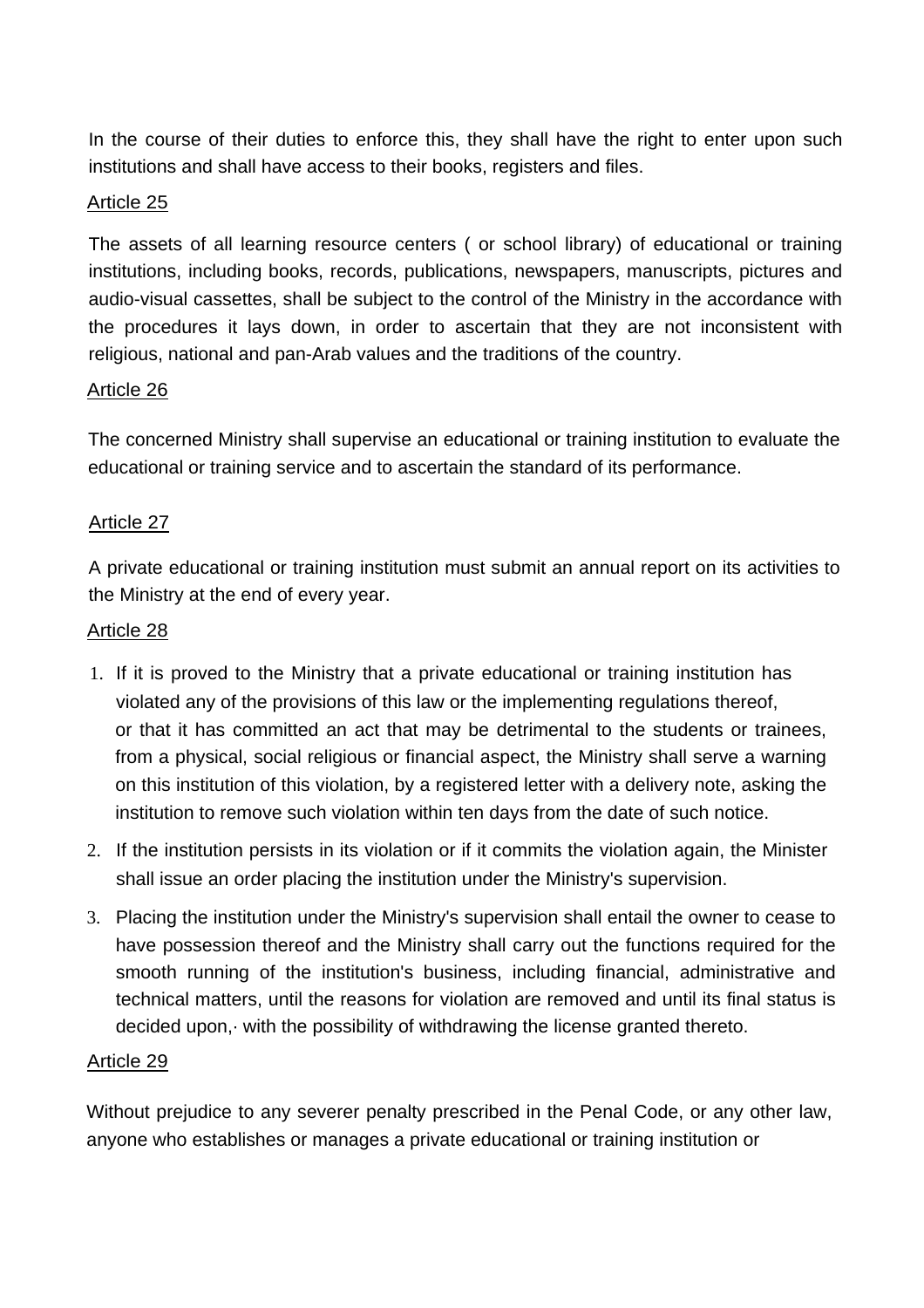In the course of their duties to enforce this, they shall have the right to enter upon such institutions and shall have access to their books, registers and files.

Article 25

The assets of all learning resource centers ( or school library) of educational or training institutions, including books, records, publications, newspapers, manuscripts, pictures and audio-visual cassettes, shall be subject to the control of the Ministry in the accordance with the procedures it lays down, in order to ascertain that they are not inconsistent with religious, national and pan-Arab values and the traditions of the country.

Article 26

The concerned Ministry shall supervise an educational or training institution to evaluate the educational or training service and to ascertain the standard of its performance.

Article 27

A private educational or training institution must submit an annual report on its activities to the Ministry at the end of every year.

Article 28

1. If it is proved to the Ministry that a private educational or training institution has violated any of the provisions of this law or the implementing regulations thereof, or that it has committed an act that may be detrimental to the students or trainees, from a physical, social religious or financial aspect, the Ministry shall serve a warning on this institution of this violation, by a registered letter with a delivery note, asking the institution to remove such violation within ten days from the date of such notice.
2. If the institution persists in its violation or if it commits the violation again, the Minister shall issue an order placing the institution under the Ministry's supervision.
3. Placing the institution under the Ministry's supervision shall entail the owner to cease to have possession thereof and the Ministry shall carry out the functions required for the smooth running of the institution's business, including financial, administrative and technical matters, until the reasons for violation are removed and until its final status is decided upon,· with the possibility of withdrawing the license granted thereto.

Article 29

Without prejudice to any severer penalty prescribed in the Penal Code, or any other law, anyone who establishes or manages a private educational or training institution or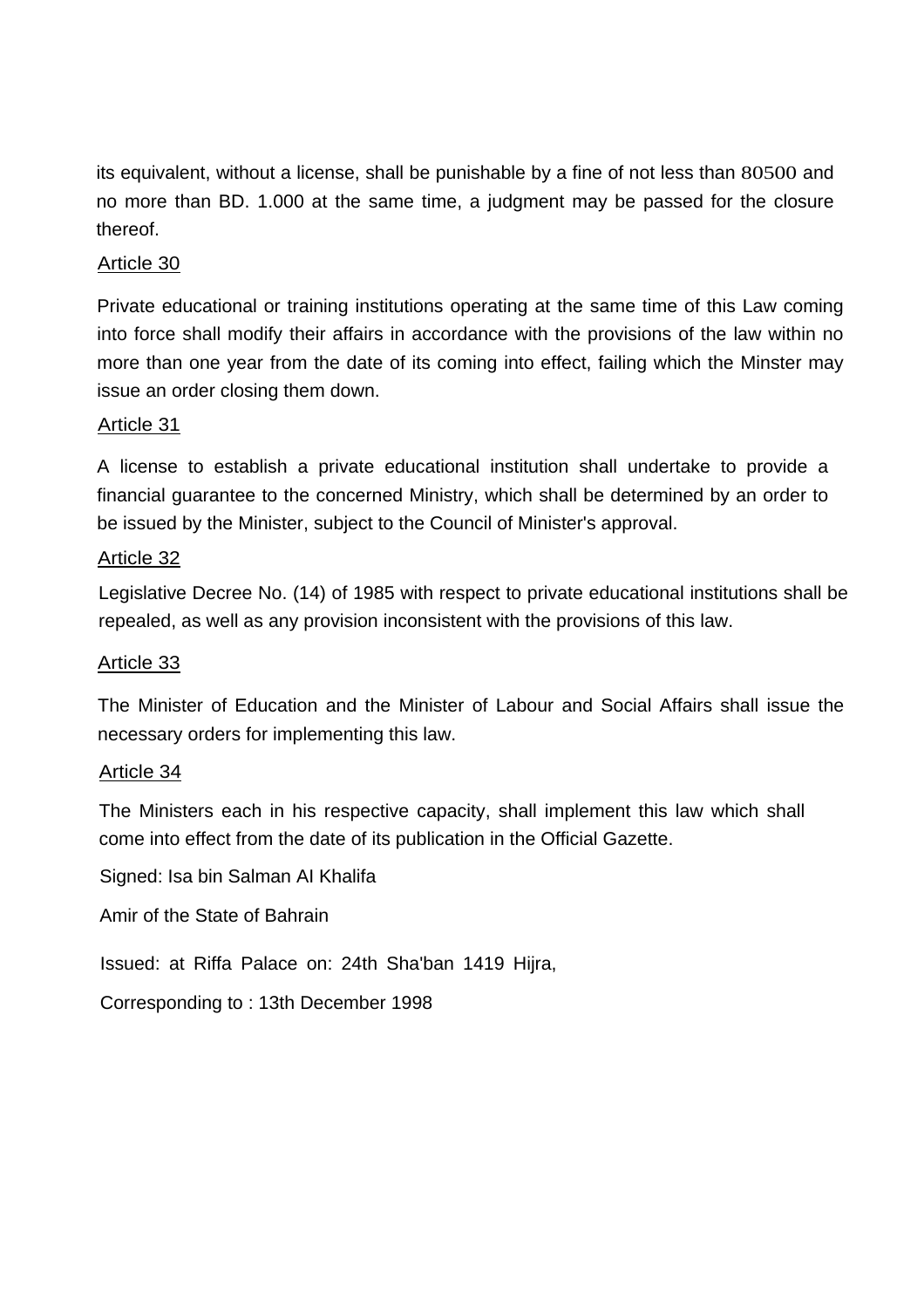its equivalent, without a license, shall be punishable by a fine of not less than 80500 and no more than BD. 1.000 at the same time, a judgment may be passed for the closure thereof.

Article 30

Private educational or training institutions operating at the same time of this Law coming into force shall modify their affairs in accordance with the provisions of the law within no more than one year from the date of its coming into effect, failing which the Minster may issue an order closing them down.

Article 31

A license to establish a private educational institution shall undertake to provide a financial guarantee to the concerned Ministry, which shall be determined by an order to be issued by the Minister, subject to the Council of Minister's approval.

Article 32

Legislative Decree No. (14) of 1985 with respect to private educational institutions shall be repealed, as well as any provision inconsistent with the provisions of this law.

Article 33

The Minister of Education and the Minister of Labour and Social Affairs shall issue the necessary orders for implementing this law.

Article 34

The Ministers each in his respective capacity, shall implement this law which shall come into effect from the date of its publication in the Official Gazette.

Signed: Isa bin Salman Al Khalifa

Amir of the State of Bahrain

Issued: at Riffa Palace on: 24th Sha'ban 1419 Hijra,

Corresponding to : 13th December 1998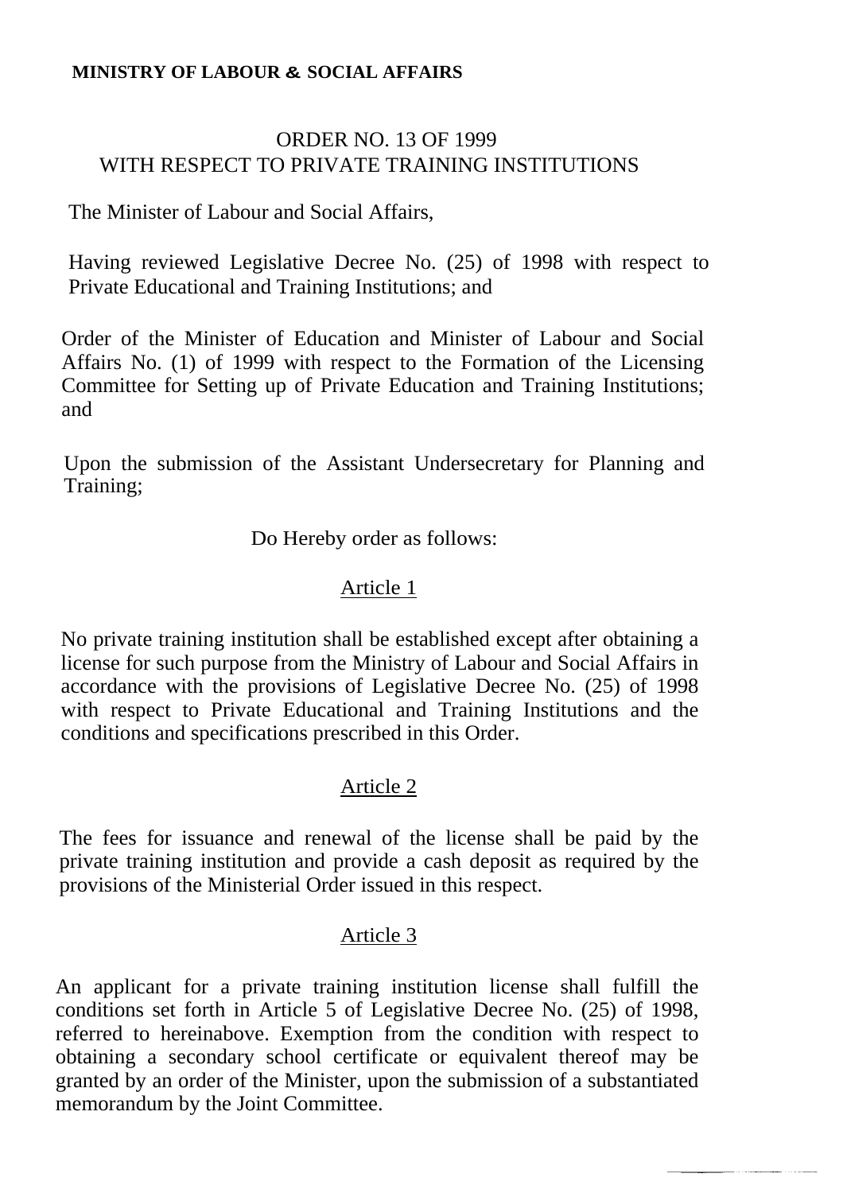**MINISTRY OF LABOUR & SOCIAL AFFAIRS**

ORDER NO. 13 OF 1999
WITH RESPECT TO PRIVATE TRAINING INSTITUTIONS

The Minister of Labour and Social Affairs,

Having reviewed Legislative Decree No. (25) of 1998 with respect to Private Educational and Training Institutions; and

Order of the Minister of Education and Minister of Labour and Social Affairs No. (1) of 1999 with respect to the Formation of the Licensing Committee for Setting up of Private Education and Training Institutions; and

Upon the submission of the Assistant Undersecretary for Planning and Training;

Do Hereby order as follows:

## Article 1

No private training institution shall be established except after obtaining a license for such purpose from the Ministry of Labour and Social Affairs in accordance with the provisions of Legislative Decree No. (25) of 1998 with respect to Private Educational and Training Institutions and the conditions and specifications prescribed in this Order.

## Article 2

The fees for issuance and renewal of the license shall be paid by the private training institution and provide a cash deposit as required by the provisions of the Ministerial Order issued in this respect.

## Article 3

An applicant for a private training institution license shall fulfill the conditions set forth in Article 5 of Legislative Decree No. (25) of 1998, referred to hereinabove. Exemption from the condition with respect to obtaining a secondary school certificate or equivalent thereof may be granted by an order of the Minister, upon the submission of a substantiated memorandum by the Joint Committee.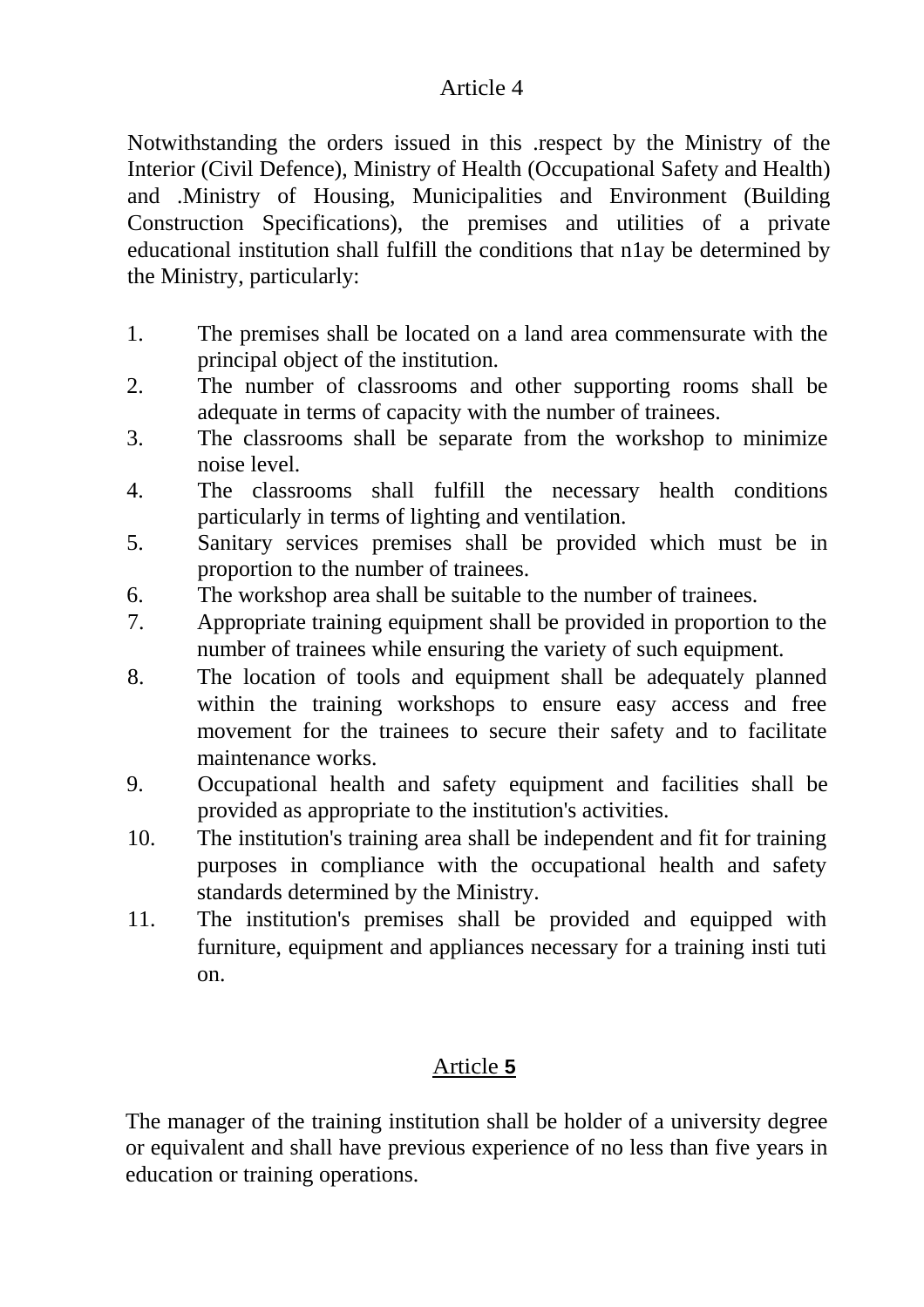## Article 4

Notwithstanding the orders issued in this .respect by the Ministry of the Interior (Civil Defence), Ministry of Health (Occupational Safety and Health) and .Ministry of Housing, Municipalities and Environment (Building Construction Specifications), the premises and utilities of a private educational institution shall fulfill the conditions that n1ay be determined by the Ministry, particularly:

1. The premises shall be located on a land area commensurate with the principal object of the institution.
2. The number of classrooms and other supporting rooms shall be adequate in terms of capacity with the number of trainees.
3. The classrooms shall be separate from the workshop to minimize noise level.
4. The classrooms shall fulfill the necessary health conditions particularly in terms of lighting and ventilation.
5. Sanitary services premises shall be provided which must be in proportion to the number of trainees.
6. The workshop area shall be suitable to the number of trainees.
7. Appropriate training equipment shall be provided in proportion to the number of trainees while ensuring the variety of such equipment.
8. The location of tools and equipment shall be adequately planned within the training workshops to ensure easy access and free movement for the trainees to secure their safety and to facilitate maintenance works.
9. Occupational health and safety equipment and facilities shall be provided as appropriate to the institution's activities.
10. The institution's training area shall be independent and fit for training purposes in compliance with the occupational health and safety standards determined by the Ministry.
11. The institution's premises shall be provided and equipped with furniture, equipment and appliances necessary for a training insti tuti on.

## Article **5**

The manager of the training institution shall be holder of a university degree or equivalent and shall have previous experience of no less than five years in education or training operations.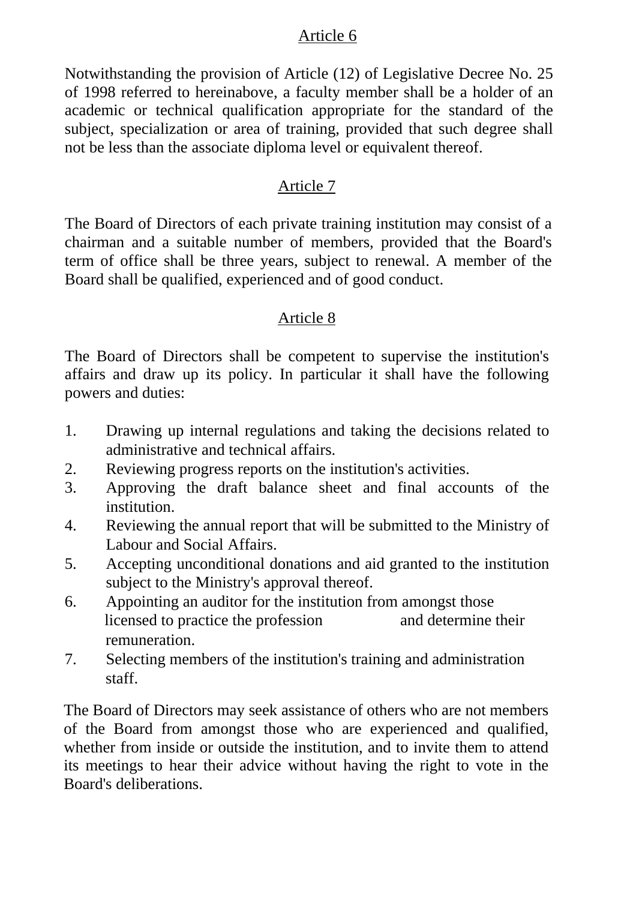## Article 6

Notwithstanding the provision of Article (12) of Legislative Decree No. 25 of 1998 referred to hereinabove, a faculty member shall be a holder of an academic or technical qualification appropriate for the standard of the subject, specialization or area of training, provided that such degree shall not be less than the associate diploma level or equivalent thereof.

## Article 7

The Board of Directors of each private training institution may consist of a chairman and a suitable number of members, provided that the Board's term of office shall be three years, subject to renewal. A member of the Board shall be qualified, experienced and of good conduct.

## Article 8

The Board of Directors shall be competent to supervise the institution's affairs and draw up its policy. In particular it shall have the following powers and duties:

1. Drawing up internal regulations and taking the decisions related to administrative and technical affairs.
2. Reviewing progress reports on the institution's activities.
3. Approving the draft balance sheet and final accounts of the institution.
4. Reviewing the annual report that will be submitted to the Ministry of Labour and Social Affairs.
5. Accepting unconditional donations and aid granted to the institution subject to the Ministry's approval thereof.
6. Appointing an auditor for the institution from amongst those licensed to practice the profession and determine their remuneration.
7. Selecting members of the institution's training and administration staff.

The Board of Directors may seek assistance of others who are not members of the Board from amongst those who are experienced and qualified, whether from inside or outside the institution, and to invite them to attend its meetings to hear their advice without having the right to vote in the Board's deliberations.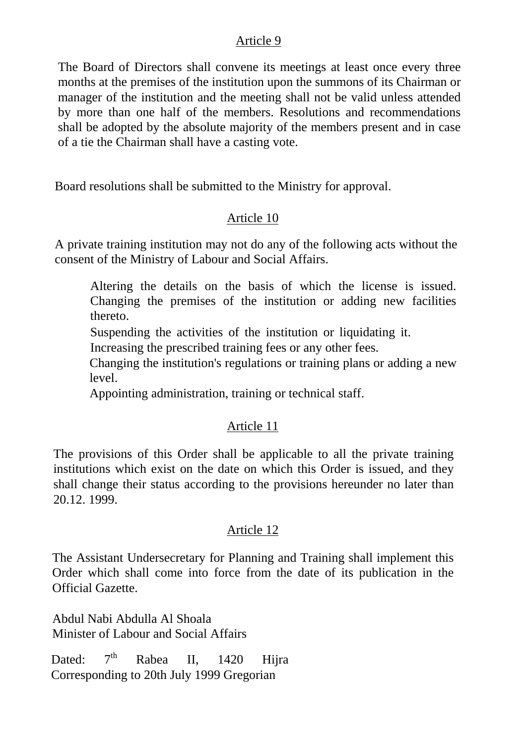## Article 9

The Board of Directors shall convene its meetings at least once every three months at the premises of the institution upon the summons of its Chairman or manager of the institution and the meeting shall not be valid unless attended by more than one half of the members. Resolutions and recommendations shall be adopted by the absolute majority of the members present and in case of a tie the Chairman shall have a casting vote.

Board resolutions shall be submitted to the Ministry for approval.

## Article 10

A private training institution may not do any of the following acts without the consent of the Ministry of Labour and Social Affairs.

- Altering the details on the basis of which the license is issued. Changing the premises of the institution or adding new facilities thereto.
- Suspending the activities of the institution or liquidating it.
- Increasing the prescribed training fees or any other fees.
- Changing the institution's regulations or training plans or adding a new level.
- Appointing administration, training or technical staff.

## Article 11

The provisions of this Order shall be applicable to all the private training institutions which exist on the date on which this Order is issued, and they shall change their status according to the provisions hereunder no later than 20.12. 1999.

## Article 12

The Assistant Undersecretary for Planning and Training shall implement this Order which shall come into force from the date of its publication in the Official Gazette.

Abdul Nabi Abdulla Al Shoala
Minister of Labour and Social Affairs

Dated: 7th Rabea II, 1420 Hijra
Corresponding to 20th July 1999 Gregorian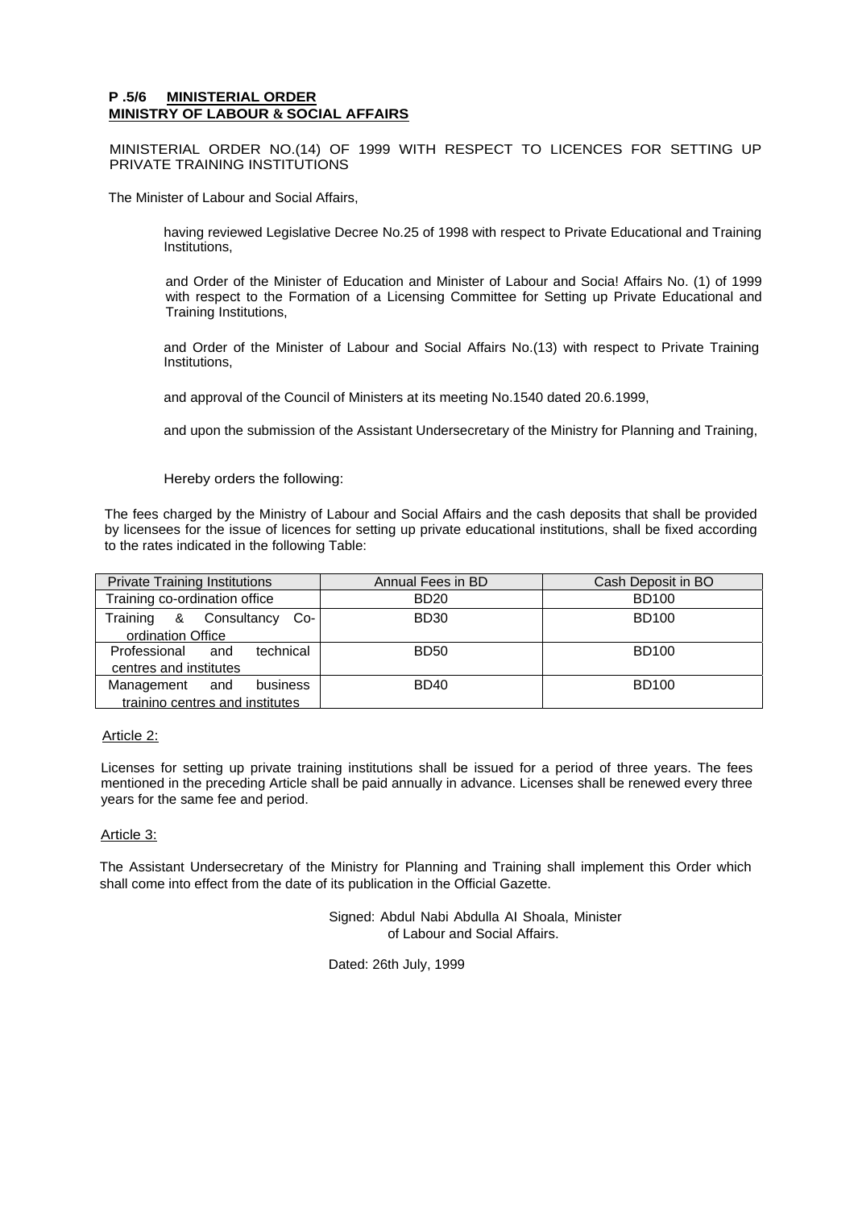**P .5/6 MINISTERIAL ORDER**
**MINISTRY OF LABOUR & SOCIAL AFFAIRS**

MINISTERIAL ORDER NO.(14) OF 1999 WITH RESPECT TO LICENCES FOR SETTING UP PRIVATE TRAINING INSTITUTIONS

The Minister of Labour and Social Affairs,

having reviewed Legislative Decree No.25 of 1998 with respect to Private Educational and Training Institutions,

and Order of the Minister of Education and Minister of Labour and Socia! Affairs No. (1) of 1999 with respect to the Formation of a Licensing Committee for Setting up Private Educational and Training Institutions,

and Order of the Minister of Labour and Social Affairs No.(13) with respect to Private Training Institutions,

and approval of the Council of Ministers at its meeting No.1540 dated 20.6.1999,

and upon the submission of the Assistant Undersecretary of the Ministry for Planning and Training,

Hereby orders the following:

The fees charged by the Ministry of Labour and Social Affairs and the cash deposits that shall be provided by licensees for the issue of licences for setting up private educational institutions, shall be fixed according to the rates indicated in the following Table:

| Private Training Institutions | Annual Fees in BD | Cash Deposit in BO |
|---|---|---|
| Training co-ordination office | BD20 | BD100 |
| Training & Consultancy Co-ordination Office | BD30 | BD100 |
| Professional and technical centres and institutes | BD50 | BD100 |
| Management and business trainino centres and institutes | BD40 | BD100 |

Article 2:

Licenses for setting up private training institutions shall be issued for a period of three years. The fees mentioned in the preceding Article shall be paid annually in advance. Licenses shall be renewed every three years for the same fee and period.

Article 3:

The Assistant Undersecretary of the Ministry for Planning and Training shall implement this Order which shall come into effect from the date of its publication in the Official Gazette.

Signed: Abdul Nabi Abdulla AI Shoala, Minister of Labour and Social Affairs.

Dated: 26th July, 1999